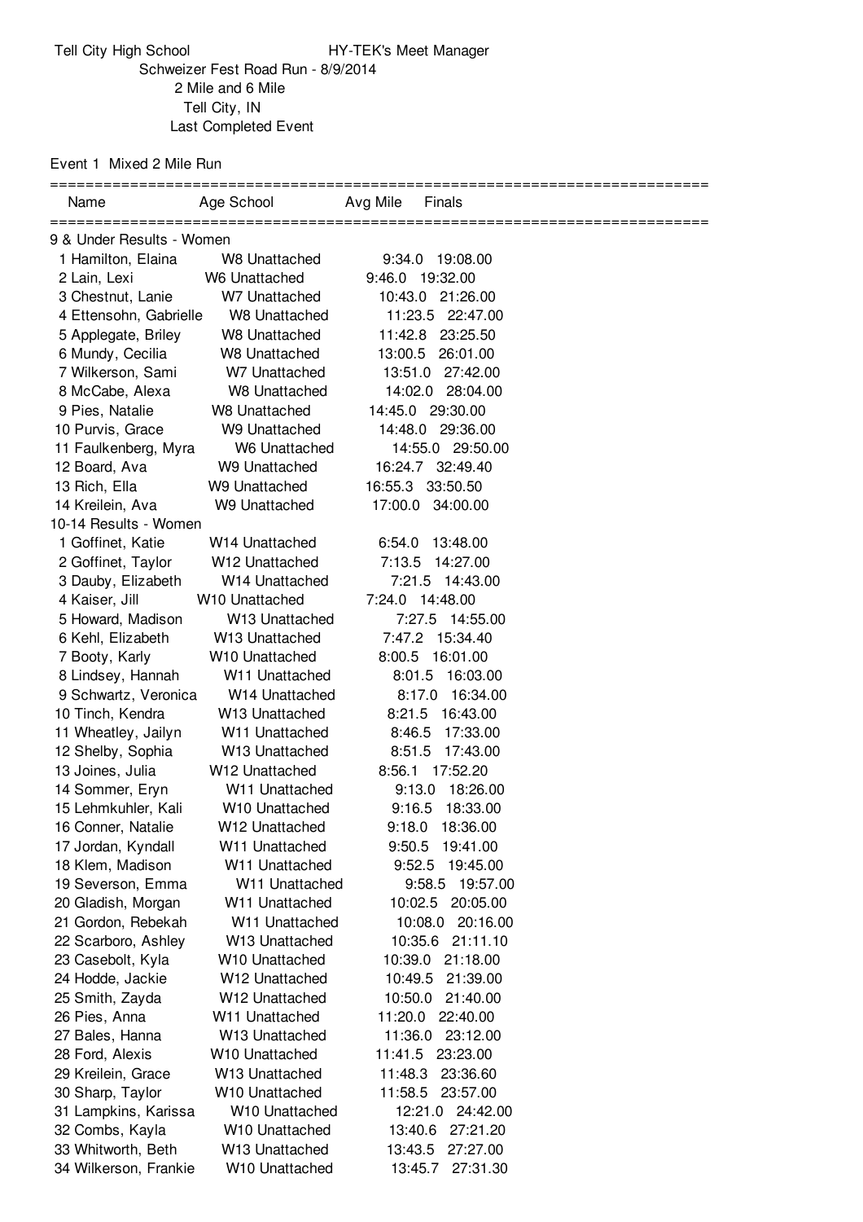Tell City High School HY-TEK's Meet Manager

Schweizer Fest Road Run - 8/9/2014

2 Mile and 6 Mile

Tell City, IN

Last Completed Event

## Event 1 Mixed 2 Mile Run

| Name | Age | School | Avg Mile | Finals |
|---|---|---|---|---|
| **9 & Under Results - Women** | | | | |
| 1 Hamilton, Elaina | W8 | Unattached | 9:34.0 | 19:08.00 |
| 2 Lain, Lexi | W6 | Unattached | 9:46.0 | 19:32.00 |
| 3 Chestnut, Lanie | W7 | Unattached | 10:43.0 | 21:26.00 |
| 4 Ettensohn, Gabrielle | W8 | Unattached | 11:23.5 | 22:47.00 |
| 5 Applegate, Briley | W8 | Unattached | 11:42.8 | 23:25.50 |
| 6 Mundy, Cecilia | W8 | Unattached | 13:00.5 | 26:01.00 |
| 7 Wilkerson, Sami | W7 | Unattached | 13:51.0 | 27:42.00 |
| 8 McCabe, Alexa | W8 | Unattached | 14:02.0 | 28:04.00 |
| 9 Pies, Natalie | W8 | Unattached | 14:45.0 | 29:30.00 |
| 10 Purvis, Grace | W9 | Unattached | 14:48.0 | 29:36.00 |
| 11 Faulkenberg, Myra | W6 | Unattached | 14:55.0 | 29:50.00 |
| 12 Board, Ava | W9 | Unattached | 16:24.7 | 32:49.40 |
| 13 Rich, Ella | W9 | Unattached | 16:55.3 | 33:50.50 |
| 14 Kreilein, Ava | W9 | Unattached | 17:00.0 | 34:00.00 |
| **10-14 Results - Women** | | | | |
| 1 Goffinet, Katie | W14 | Unattached | 6:54.0 | 13:48.00 |
| 2 Goffinet, Taylor | W12 | Unattached | 7:13.5 | 14:27.00 |
| 3 Dauby, Elizabeth | W14 | Unattached | 7:21.5 | 14:43.00 |
| 4 Kaiser, Jill | W10 | Unattached | 7:24.0 | 14:48.00 |
| 5 Howard, Madison | W13 | Unattached | 7:27.5 | 14:55.00 |
| 6 Kehl, Elizabeth | W13 | Unattached | 7:47.2 | 15:34.40 |
| 7 Booty, Karly | W10 | Unattached | 8:00.5 | 16:01.00 |
| 8 Lindsey, Hannah | W11 | Unattached | 8:01.5 | 16:03.00 |
| 9 Schwartz, Veronica | W14 | Unattached | 8:17.0 | 16:34.00 |
| 10 Tinch, Kendra | W13 | Unattached | 8:21.5 | 16:43.00 |
| 11 Wheatley, Jailyn | W11 | Unattached | 8:46.5 | 17:33.00 |
| 12 Shelby, Sophia | W13 | Unattached | 8:51.5 | 17:43.00 |
| 13 Joines, Julia | W12 | Unattached | 8:56.1 | 17:52.20 |
| 14 Sommer, Eryn | W11 | Unattached | 9:13.0 | 18:26.00 |
| 15 Lehmkuhler, Kali | W10 | Unattached | 9:16.5 | 18:33.00 |
| 16 Conner, Natalie | W12 | Unattached | 9:18.0 | 18:36.00 |
| 17 Jordan, Kyndall | W11 | Unattached | 9:50.5 | 19:41.00 |
| 18 Klem, Madison | W11 | Unattached | 9:52.5 | 19:45.00 |
| 19 Severson, Emma | W11 | Unattached | 9:58.5 | 19:57.00 |
| 20 Gladish, Morgan | W11 | Unattached | 10:02.5 | 20:05.00 |
| 21 Gordon, Rebekah | W11 | Unattached | 10:08.0 | 20:16.00 |
| 22 Scarboro, Ashley | W13 | Unattached | 10:35.6 | 21:11.10 |
| 23 Casebolt, Kyla | W10 | Unattached | 10:39.0 | 21:18.00 |
| 24 Hodde, Jackie | W12 | Unattached | 10:49.5 | 21:39.00 |
| 25 Smith, Zayda | W12 | Unattached | 10:50.0 | 21:40.00 |
| 26 Pies, Anna | W11 | Unattached | 11:20.0 | 22:40.00 |
| 27 Bales, Hanna | W13 | Unattached | 11:36.0 | 23:12.00 |
| 28 Ford, Alexis | W10 | Unattached | 11:41.5 | 23:23.00 |
| 29 Kreilein, Grace | W13 | Unattached | 11:48.3 | 23:36.60 |
| 30 Sharp, Taylor | W10 | Unattached | 11:58.5 | 23:57.00 |
| 31 Lampkins, Karissa | W10 | Unattached | 12:21.0 | 24:42.00 |
| 32 Combs, Kayla | W10 | Unattached | 13:40.6 | 27:21.20 |
| 33 Whitworth, Beth | W13 | Unattached | 13:43.5 | 27:27.00 |
| 34 Wilkerson, Frankie | W10 | Unattached | 13:45.7 | 27:31.30 |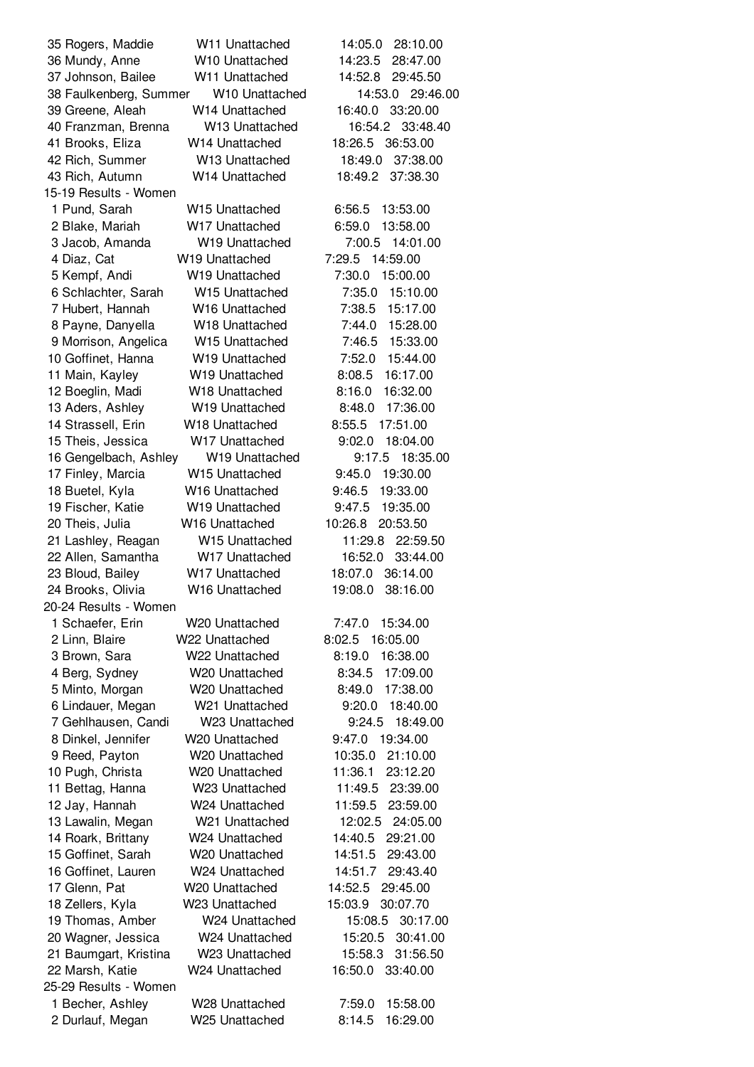| Place | Name | Age/Team | Time | Adjusted |
|---|---|---|---|---|
| 35 | Rogers, Maddie | W11 Unattached | 14:05.0 | 28:10.00 |
| 36 | Mundy, Anne | W10 Unattached | 14:23.5 | 28:47.00 |
| 37 | Johnson, Bailee | W11 Unattached | 14:52.8 | 29:45.50 |
| 38 | Faulkenberg, Summer | W10 Unattached | 14:53.0 | 29:46.00 |
| 39 | Greene, Aleah | W14 Unattached | 16:40.0 | 33:20.00 |
| 40 | Franzman, Brenna | W13 Unattached | 16:54.2 | 33:48.40 |
| 41 | Brooks, Eliza | W14 Unattached | 18:26.5 | 36:53.00 |
| 42 | Rich, Summer | W13 Unattached | 18:49.0 | 37:38.00 |
| 43 | Rich, Autumn | W14 Unattached | 18:49.2 | 37:38.30 |

15-19 Results - Women

| Place | Name | Age/Team | Time | Adjusted |
|---|---|---|---|---|
| 1 | Pund, Sarah | W15 Unattached | 6:56.5 | 13:53.00 |
| 2 | Blake, Mariah | W17 Unattached | 6:59.0 | 13:58.00 |
| 3 | Jacob, Amanda | W19 Unattached | 7:00.5 | 14:01.00 |
| 4 | Diaz, Cat | W19 Unattached | 7:29.5 | 14:59.00 |
| 5 | Kempf, Andi | W19 Unattached | 7:30.0 | 15:00.00 |
| 6 | Schlachter, Sarah | W15 Unattached | 7:35.0 | 15:10.00 |
| 7 | Hubert, Hannah | W16 Unattached | 7:38.5 | 15:17.00 |
| 8 | Payne, Danyella | W18 Unattached | 7:44.0 | 15:28.00 |
| 9 | Morrison, Angelica | W15 Unattached | 7:46.5 | 15:33.00 |
| 10 | Goffinet, Hanna | W19 Unattached | 7:52.0 | 15:44.00 |
| 11 | Main, Kayley | W19 Unattached | 8:08.5 | 16:17.00 |
| 12 | Boeglin, Madi | W18 Unattached | 8:16.0 | 16:32.00 |
| 13 | Aders, Ashley | W19 Unattached | 8:48.0 | 17:36.00 |
| 14 | Strassell, Erin | W18 Unattached | 8:55.5 | 17:51.00 |
| 15 | Theis, Jessica | W17 Unattached | 9:02.0 | 18:04.00 |
| 16 | Gengelbach, Ashley | W19 Unattached | 9:17.5 | 18:35.00 |
| 17 | Finley, Marcia | W15 Unattached | 9:45.0 | 19:30.00 |
| 18 | Buetel, Kyla | W16 Unattached | 9:46.5 | 19:33.00 |
| 19 | Fischer, Katie | W19 Unattached | 9:47.5 | 19:35.00 |
| 20 | Theis, Julia | W16 Unattached | 10:26.8 | 20:53.50 |
| 21 | Lashley, Reagan | W15 Unattached | 11:29.8 | 22:59.50 |
| 22 | Allen, Samantha | W17 Unattached | 16:52.0 | 33:44.00 |
| 23 | Bloud, Bailey | W17 Unattached | 18:07.0 | 36:14.00 |
| 24 | Brooks, Olivia | W16 Unattached | 19:08.0 | 38:16.00 |

20-24 Results - Women

| Place | Name | Age/Team | Time | Adjusted |
|---|---|---|---|---|
| 1 | Schaefer, Erin | W20 Unattached | 7:47.0 | 15:34.00 |
| 2 | Linn, Blaire | W22 Unattached | 8:02.5 | 16:05.00 |
| 3 | Brown, Sara | W22 Unattached | 8:19.0 | 16:38.00 |
| 4 | Berg, Sydney | W20 Unattached | 8:34.5 | 17:09.00 |
| 5 | Minto, Morgan | W20 Unattached | 8:49.0 | 17:38.00 |
| 6 | Lindauer, Megan | W21 Unattached | 9:20.0 | 18:40.00 |
| 7 | Gehlhausen, Candi | W23 Unattached | 9:24.5 | 18:49.00 |
| 8 | Dinkel, Jennifer | W20 Unattached | 9:47.0 | 19:34.00 |
| 9 | Reed, Payton | W20 Unattached | 10:35.0 | 21:10.00 |
| 10 | Pugh, Christa | W20 Unattached | 11:36.1 | 23:12.20 |
| 11 | Bettag, Hanna | W23 Unattached | 11:49.5 | 23:39.00 |
| 12 | Jay, Hannah | W24 Unattached | 11:59.5 | 23:59.00 |
| 13 | Lawalin, Megan | W21 Unattached | 12:02.5 | 24:05.00 |
| 14 | Roark, Brittany | W24 Unattached | 14:40.5 | 29:21.00 |
| 15 | Goffinet, Sarah | W20 Unattached | 14:51.5 | 29:43.00 |
| 16 | Goffinet, Lauren | W24 Unattached | 14:51.7 | 29:43.40 |
| 17 | Glenn, Pat | W20 Unattached | 14:52.5 | 29:45.00 |
| 18 | Zellers, Kyla | W23 Unattached | 15:03.9 | 30:07.70 |
| 19 | Thomas, Amber | W24 Unattached | 15:08.5 | 30:17.00 |
| 20 | Wagner, Jessica | W24 Unattached | 15:20.5 | 30:41.00 |
| 21 | Baumgart, Kristina | W23 Unattached | 15:58.3 | 31:56.50 |
| 22 | Marsh, Katie | W24 Unattached | 16:50.0 | 33:40.00 |

25-29 Results - Women

| Place | Name | Age/Team | Time | Adjusted |
|---|---|---|---|---|
| 1 | Becher, Ashley | W28 Unattached | 7:59.0 | 15:58.00 |
| 2 | Durlauf, Megan | W25 Unattached | 8:14.5 | 16:29.00 |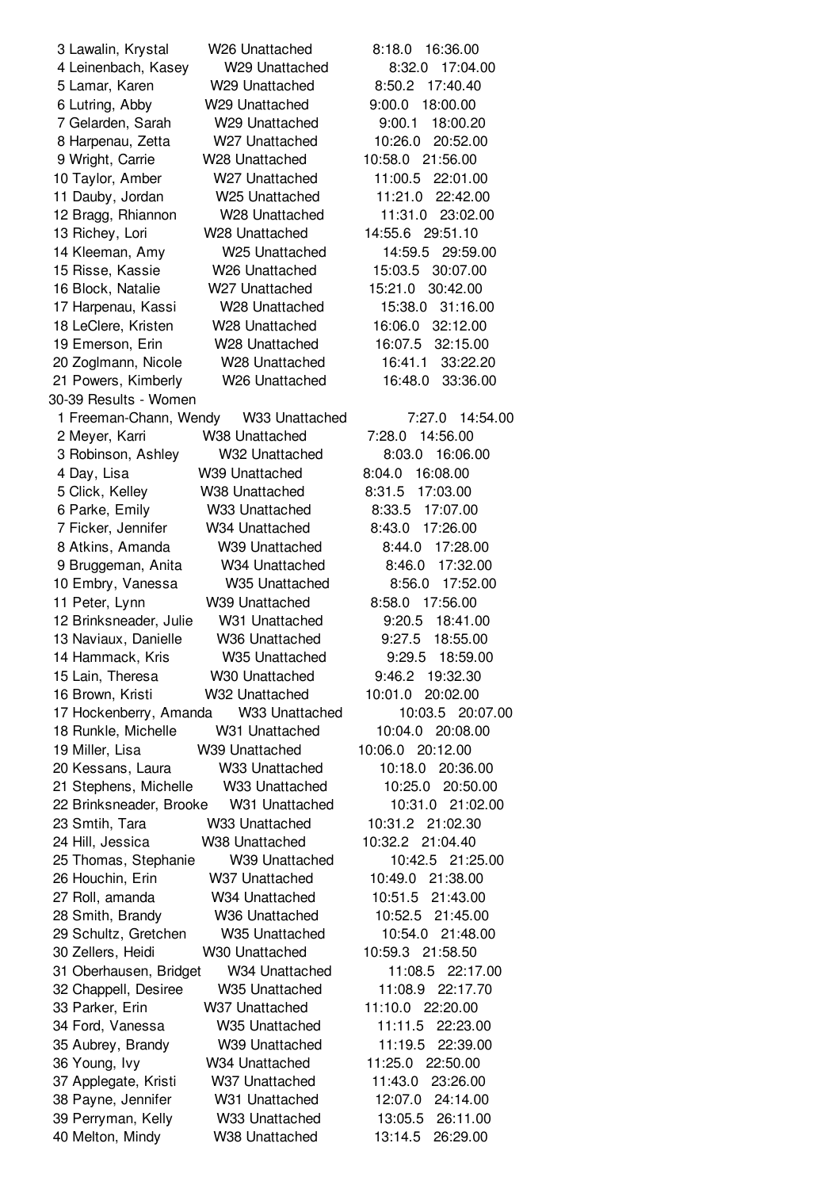| Place | Name | Age/Team | Pace | Time |
|---|---|---|---|---|
| 3 | Lawalin, Krystal | W26 Unattached | 8:18.0 | 16:36.00 |
| 4 | Leinenbach, Kasey | W29 Unattached | 8:32.0 | 17:04.00 |
| 5 | Lamar, Karen | W29 Unattached | 8:50.2 | 17:40.40 |
| 6 | Lutring, Abby | W29 Unattached | 9:00.0 | 18:00.00 |
| 7 | Gelarden, Sarah | W29 Unattached | 9:00.1 | 18:00.20 |
| 8 | Harpenau, Zetta | W27 Unattached | 10:26.0 | 20:52.00 |
| 9 | Wright, Carrie | W28 Unattached | 10:58.0 | 21:56.00 |
| 10 | Taylor, Amber | W27 Unattached | 11:00.5 | 22:01.00 |
| 11 | Dauby, Jordan | W25 Unattached | 11:21.0 | 22:42.00 |
| 12 | Bragg, Rhiannon | W28 Unattached | 11:31.0 | 23:02.00 |
| 13 | Richey, Lori | W28 Unattached | 14:55.6 | 29:51.10 |
| 14 | Kleeman, Amy | W25 Unattached | 14:59.5 | 29:59.00 |
| 15 | Risse, Kassie | W26 Unattached | 15:03.5 | 30:07.00 |
| 16 | Block, Natalie | W27 Unattached | 15:21.0 | 30:42.00 |
| 17 | Harpenau, Kassi | W28 Unattached | 15:38.0 | 31:16.00 |
| 18 | LeClere, Kristen | W28 Unattached | 16:06.0 | 32:12.00 |
| 19 | Emerson, Erin | W28 Unattached | 16:07.5 | 32:15.00 |
| 20 | Zoglmann, Nicole | W28 Unattached | 16:41.1 | 33:22.20 |
| 21 | Powers, Kimberly | W26 Unattached | 16:48.0 | 33:36.00 |

30-39 Results - Women

| Place | Name | Age/Team | Pace | Time |
|---|---|---|---|---|
| 1 | Freeman-Chann, Wendy | W33 Unattached | 7:27.0 | 14:54.00 |
| 2 | Meyer, Karri | W38 Unattached | 7:28.0 | 14:56.00 |
| 3 | Robinson, Ashley | W32 Unattached | 8:03.0 | 16:06.00 |
| 4 | Day, Lisa | W39 Unattached | 8:04.0 | 16:08.00 |
| 5 | Click, Kelley | W38 Unattached | 8:31.5 | 17:03.00 |
| 6 | Parke, Emily | W33 Unattached | 8:33.5 | 17:07.00 |
| 7 | Ficker, Jennifer | W34 Unattached | 8:43.0 | 17:26.00 |
| 8 | Atkins, Amanda | W39 Unattached | 8:44.0 | 17:28.00 |
| 9 | Bruggeman, Anita | W34 Unattached | 8:46.0 | 17:32.00 |
| 10 | Embry, Vanessa | W35 Unattached | 8:56.0 | 17:52.00 |
| 11 | Peter, Lynn | W39 Unattached | 8:58.0 | 17:56.00 |
| 12 | Brinksneader, Julie | W31 Unattached | 9:20.5 | 18:41.00 |
| 13 | Naviaux, Danielle | W36 Unattached | 9:27.5 | 18:55.00 |
| 14 | Hammack, Kris | W35 Unattached | 9:29.5 | 18:59.00 |
| 15 | Lain, Theresa | W30 Unattached | 9:46.2 | 19:32.30 |
| 16 | Brown, Kristi | W32 Unattached | 10:01.0 | 20:02.00 |
| 17 | Hockenberry, Amanda | W33 Unattached | 10:03.5 | 20:07.00 |
| 18 | Runkle, Michelle | W31 Unattached | 10:04.0 | 20:08.00 |
| 19 | Miller, Lisa | W39 Unattached | 10:06.0 | 20:12.00 |
| 20 | Kessans, Laura | W33 Unattached | 10:18.0 | 20:36.00 |
| 21 | Stephens, Michelle | W33 Unattached | 10:25.0 | 20:50.00 |
| 22 | Brinksneader, Brooke | W31 Unattached | 10:31.0 | 21:02.00 |
| 23 | Smtih, Tara | W33 Unattached | 10:31.2 | 21:02.30 |
| 24 | Hill, Jessica | W38 Unattached | 10:32.2 | 21:04.40 |
| 25 | Thomas, Stephanie | W39 Unattached | 10:42.5 | 21:25.00 |
| 26 | Houchin, Erin | W37 Unattached | 10:49.0 | 21:38.00 |
| 27 | Roll, amanda | W34 Unattached | 10:51.5 | 21:43.00 |
| 28 | Smith, Brandy | W36 Unattached | 10:52.5 | 21:45.00 |
| 29 | Schultz, Gretchen | W35 Unattached | 10:54.0 | 21:48.00 |
| 30 | Zellers, Heidi | W30 Unattached | 10:59.3 | 21:58.50 |
| 31 | Oberhausen, Bridget | W34 Unattached | 11:08.5 | 22:17.00 |
| 32 | Chappell, Desiree | W35 Unattached | 11:08.9 | 22:17.70 |
| 33 | Parker, Erin | W37 Unattached | 11:10.0 | 22:20.00 |
| 34 | Ford, Vanessa | W35 Unattached | 11:11.5 | 22:23.00 |
| 35 | Aubrey, Brandy | W39 Unattached | 11:19.5 | 22:39.00 |
| 36 | Young, Ivy | W34 Unattached | 11:25.0 | 22:50.00 |
| 37 | Applegate, Kristi | W37 Unattached | 11:43.0 | 23:26.00 |
| 38 | Payne, Jennifer | W31 Unattached | 12:07.0 | 24:14.00 |
| 39 | Perryman, Kelly | W33 Unattached | 13:05.5 | 26:11.00 |
| 40 | Melton, Mindy | W38 Unattached | 13:14.5 | 26:29.00 |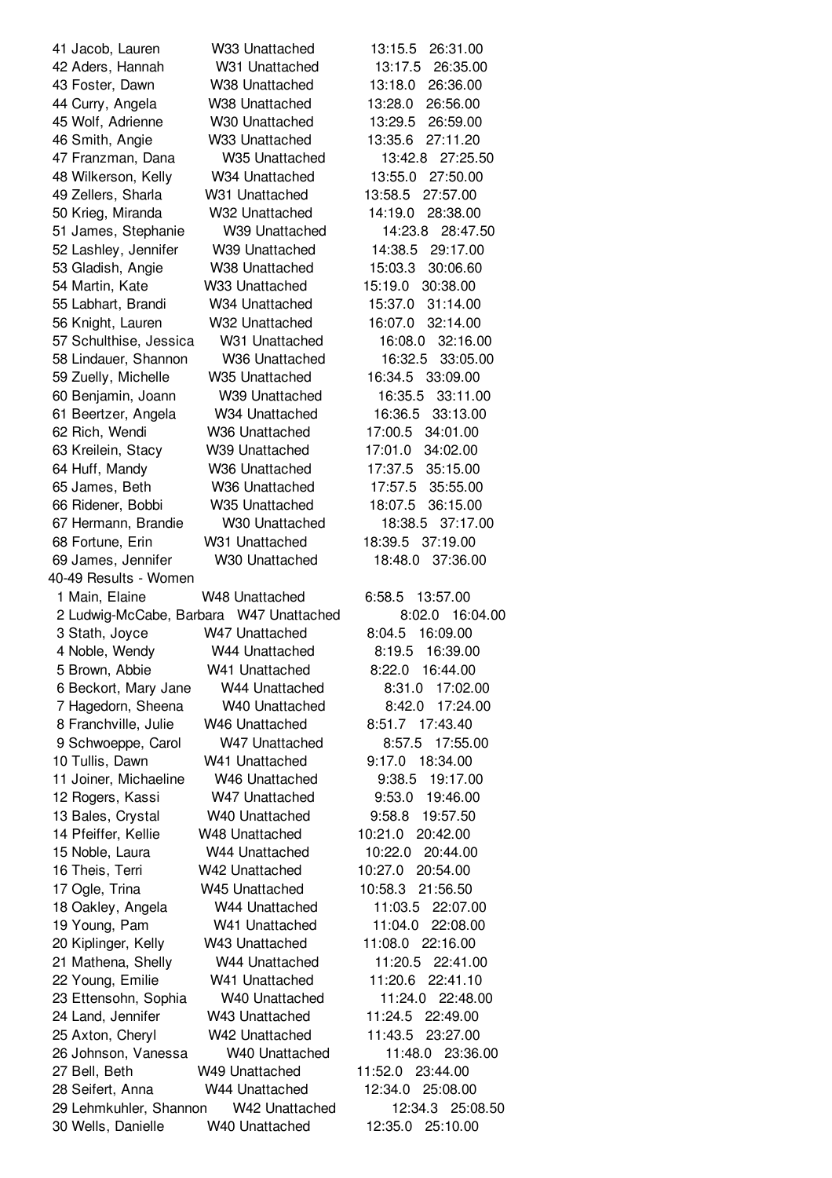41 Jacob, Lauren W33 Unattached 13:15.5 26:31.00
42 Aders, Hannah W31 Unattached 13:17.5 26:35.00
43 Foster, Dawn W38 Unattached 13:18.0 26:36.00
44 Curry, Angela W38 Unattached 13:28.0 26:56.00
45 Wolf, Adrienne W30 Unattached 13:29.5 26:59.00
46 Smith, Angie W33 Unattached 13:35.6 27:11.20
47 Franzman, Dana W35 Unattached 13:42.8 27:25.50
48 Wilkerson, Kelly W34 Unattached 13:55.0 27:50.00
49 Zellers, Sharla W31 Unattached 13:58.5 27:57.00
50 Krieg, Miranda W32 Unattached 14:19.0 28:38.00
51 James, Stephanie W39 Unattached 14:23.8 28:47.50
52 Lashley, Jennifer W39 Unattached 14:38.5 29:17.00
53 Gladish, Angie W38 Unattached 15:03.3 30:06.60
54 Martin, Kate W33 Unattached 15:19.0 30:38.00
55 Labhart, Brandi W34 Unattached 15:37.0 31:14.00
56 Knight, Lauren W32 Unattached 16:07.0 32:14.00
57 Schulthise, Jessica W31 Unattached 16:08.0 32:16.00
58 Lindauer, Shannon W36 Unattached 16:32.5 33:05.00
59 Zuelly, Michelle W35 Unattached 16:34.5 33:09.00
60 Benjamin, Joann W39 Unattached 16:35.5 33:11.00
61 Beertzer, Angela W34 Unattached 16:36.5 33:13.00
62 Rich, Wendi W36 Unattached 17:00.5 34:01.00
63 Kreilein, Stacy W39 Unattached 17:01.0 34:02.00
64 Huff, Mandy W36 Unattached 17:37.5 35:15.00
65 James, Beth W36 Unattached 17:57.5 35:55.00
66 Ridener, Bobbi W35 Unattached 18:07.5 36:15.00
67 Hermann, Brandie W30 Unattached 18:38.5 37:17.00
68 Fortune, Erin W31 Unattached 18:39.5 37:19.00
69 James, Jennifer W30 Unattached 18:48.0 37:36.00

40-49 Results - Women

1 Main, Elaine W48 Unattached 6:58.5 13:57.00
2 Ludwig-McCabe, Barbara W47 Unattached 8:02.0 16:04.00
3 Stath, Joyce W47 Unattached 8:04.5 16:09.00
4 Noble, Wendy W44 Unattached 8:19.5 16:39.00
5 Brown, Abbie W41 Unattached 8:22.0 16:44.00
6 Beckort, Mary Jane W44 Unattached 8:31.0 17:02.00
7 Hagedorn, Sheena W40 Unattached 8:42.0 17:24.00
8 Franchville, Julie W46 Unattached 8:51.7 17:43.40
9 Schwoeppe, Carol W47 Unattached 8:57.5 17:55.00
10 Tullis, Dawn W41 Unattached 9:17.0 18:34.00
11 Joiner, Michaeline W46 Unattached 9:38.5 19:17.00
12 Rogers, Kassi W47 Unattached 9:53.0 19:46.00
13 Bales, Crystal W40 Unattached 9:58.8 19:57.50
14 Pfeiffer, Kellie W48 Unattached 10:21.0 20:42.00
15 Noble, Laura W44 Unattached 10:22.0 20:44.00
16 Theis, Terri W42 Unattached 10:27.0 20:54.00
17 Ogle, Trina W45 Unattached 10:58.3 21:56.50
18 Oakley, Angela W44 Unattached 11:03.5 22:07.00
19 Young, Pam W41 Unattached 11:04.0 22:08.00
20 Kiplinger, Kelly W43 Unattached 11:08.0 22:16.00
21 Mathena, Shelly W44 Unattached 11:20.5 22:41.00
22 Young, Emilie W41 Unattached 11:20.6 22:41.10
23 Ettensohn, Sophia W40 Unattached 11:24.0 22:48.00
24 Land, Jennifer W43 Unattached 11:24.5 22:49.00
25 Axton, Cheryl W42 Unattached 11:43.5 23:27.00
26 Johnson, Vanessa W40 Unattached 11:48.0 23:36.00
27 Bell, Beth W49 Unattached 11:52.0 23:44.00
28 Seifert, Anna W44 Unattached 12:34.0 25:08.00
29 Lehmkuhler, Shannon W42 Unattached 12:34.3 25:08.50
30 Wells, Danielle W40 Unattached 12:35.0 25:10.00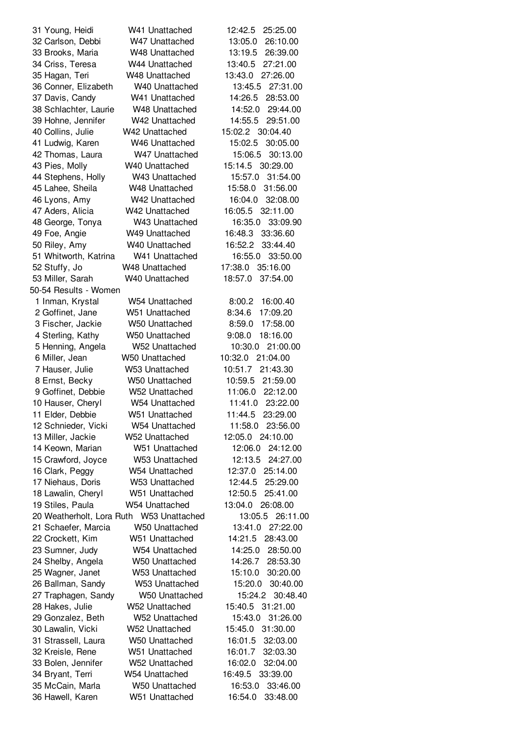| Place | Name | Age/Gender | Club | Time | Time |
|---|---|---|---|---|---|
| 31 | Young, Heidi | W41 | Unattached | 12:42.5 | 25:25.00 |
| 32 | Carlson, Debbi | W47 | Unattached | 13:05.0 | 26:10.00 |
| 33 | Brooks, Maria | W48 | Unattached | 13:19.5 | 26:39.00 |
| 34 | Criss, Teresa | W44 | Unattached | 13:40.5 | 27:21.00 |
| 35 | Hagan, Teri | W48 | Unattached | 13:43.0 | 27:26.00 |
| 36 | Conner, Elizabeth | W40 | Unattached | 13:45.5 | 27:31.00 |
| 37 | Davis, Candy | W41 | Unattached | 14:26.5 | 28:53.00 |
| 38 | Schlachter, Laurie | W48 | Unattached | 14:52.0 | 29:44.00 |
| 39 | Hohne, Jennifer | W42 | Unattached | 14:55.5 | 29:51.00 |
| 40 | Collins, Julie | W42 | Unattached | 15:02.2 | 30:04.40 |
| 41 | Ludwig, Karen | W46 | Unattached | 15:02.5 | 30:05.00 |
| 42 | Thomas, Laura | W47 | Unattached | 15:06.5 | 30:13.00 |
| 43 | Pies, Molly | W40 | Unattached | 15:14.5 | 30:29.00 |
| 44 | Stephens, Holly | W43 | Unattached | 15:57.0 | 31:54.00 |
| 45 | Lahee, Sheila | W48 | Unattached | 15:58.0 | 31:56.00 |
| 46 | Lyons, Amy | W42 | Unattached | 16:04.0 | 32:08.00 |
| 47 | Aders, Alicia | W42 | Unattached | 16:05.5 | 32:11.00 |
| 48 | George, Tonya | W43 | Unattached | 16:35.0 | 33:09.90 |
| 49 | Foe, Angie | W49 | Unattached | 16:48.3 | 33:36.60 |
| 50 | Riley, Amy | W40 | Unattached | 16:52.2 | 33:44.40 |
| 51 | Whitworth, Katrina | W41 | Unattached | 16:55.0 | 33:50.00 |
| 52 | Stuffy, Jo | W48 | Unattached | 17:38.0 | 35:16.00 |
| 53 | Miller, Sarah | W40 | Unattached | 18:57.0 | 37:54.00 |

50-54 Results - Women

| Place | Name | Age/Gender | Club | Time | Time |
|---|---|---|---|---|---|
| 1 | Inman, Krystal | W54 | Unattached | 8:00.2 | 16:00.40 |
| 2 | Goffinet, Jane | W51 | Unattached | 8:34.6 | 17:09.20 |
| 3 | Fischer, Jackie | W50 | Unattached | 8:59.0 | 17:58.00 |
| 4 | Sterling, Kathy | W50 | Unattached | 9:08.0 | 18:16.00 |
| 5 | Henning, Angela | W52 | Unattached | 10:30.0 | 21:00.00 |
| 6 | Miller, Jean | W50 | Unattached | 10:32.0 | 21:04.00 |
| 7 | Hauser, Julie | W53 | Unattached | 10:51.7 | 21:43.30 |
| 8 | Ernst, Becky | W50 | Unattached | 10:59.5 | 21:59.00 |
| 9 | Goffinet, Debbie | W52 | Unattached | 11:06.0 | 22:12.00 |
| 10 | Hauser, Cheryl | W54 | Unattached | 11:41.0 | 23:22.00 |
| 11 | Elder, Debbie | W51 | Unattached | 11:44.5 | 23:29.00 |
| 12 | Schnieder, Vicki | W54 | Unattached | 11:58.0 | 23:56.00 |
| 13 | Miller, Jackie | W52 | Unattached | 12:05.0 | 24:10.00 |
| 14 | Keown, Marian | W51 | Unattached | 12:06.0 | 24:12.00 |
| 15 | Crawford, Joyce | W53 | Unattached | 12:13.5 | 24:27.00 |
| 16 | Clark, Peggy | W54 | Unattached | 12:37.0 | 25:14.00 |
| 17 | Niehaus, Doris | W53 | Unattached | 12:44.5 | 25:29.00 |
| 18 | Lawalin, Cheryl | W51 | Unattached | 12:50.5 | 25:41.00 |
| 19 | Stiles, Paula | W54 | Unattached | 13:04.0 | 26:08.00 |
| 20 | Weatherholt, Lora Ruth | W53 | Unattached | 13:05.5 | 26:11.00 |
| 21 | Schaefer, Marcia | W50 | Unattached | 13:41.0 | 27:22.00 |
| 22 | Crockett, Kim | W51 | Unattached | 14:21.5 | 28:43.00 |
| 23 | Sumner, Judy | W54 | Unattached | 14:25.0 | 28:50.00 |
| 24 | Shelby, Angela | W50 | Unattached | 14:26.7 | 28:53.30 |
| 25 | Wagner, Janet | W53 | Unattached | 15:10.0 | 30:20.00 |
| 26 | Ballman, Sandy | W53 | Unattached | 15:20.0 | 30:40.00 |
| 27 | Traphagen, Sandy | W50 | Unattached | 15:24.2 | 30:48.40 |
| 28 | Hakes, Julie | W52 | Unattached | 15:40.5 | 31:21.00 |
| 29 | Gonzalez, Beth | W52 | Unattached | 15:43.0 | 31:26.00 |
| 30 | Lawalin, Vicki | W52 | Unattached | 15:45.0 | 31:30.00 |
| 31 | Strassell, Laura | W50 | Unattached | 16:01.5 | 32:03.00 |
| 32 | Kreisle, Rene | W51 | Unattached | 16:01.7 | 32:03.30 |
| 33 | Bolen, Jennifer | W52 | Unattached | 16:02.0 | 32:04.00 |
| 34 | Bryant, Terri | W54 | Unattached | 16:49.5 | 33:39.00 |
| 35 | McCain, Marla | W50 | Unattached | 16:53.0 | 33:46.00 |
| 36 | Hawell, Karen | W51 | Unattached | 16:54.0 | 33:48.00 |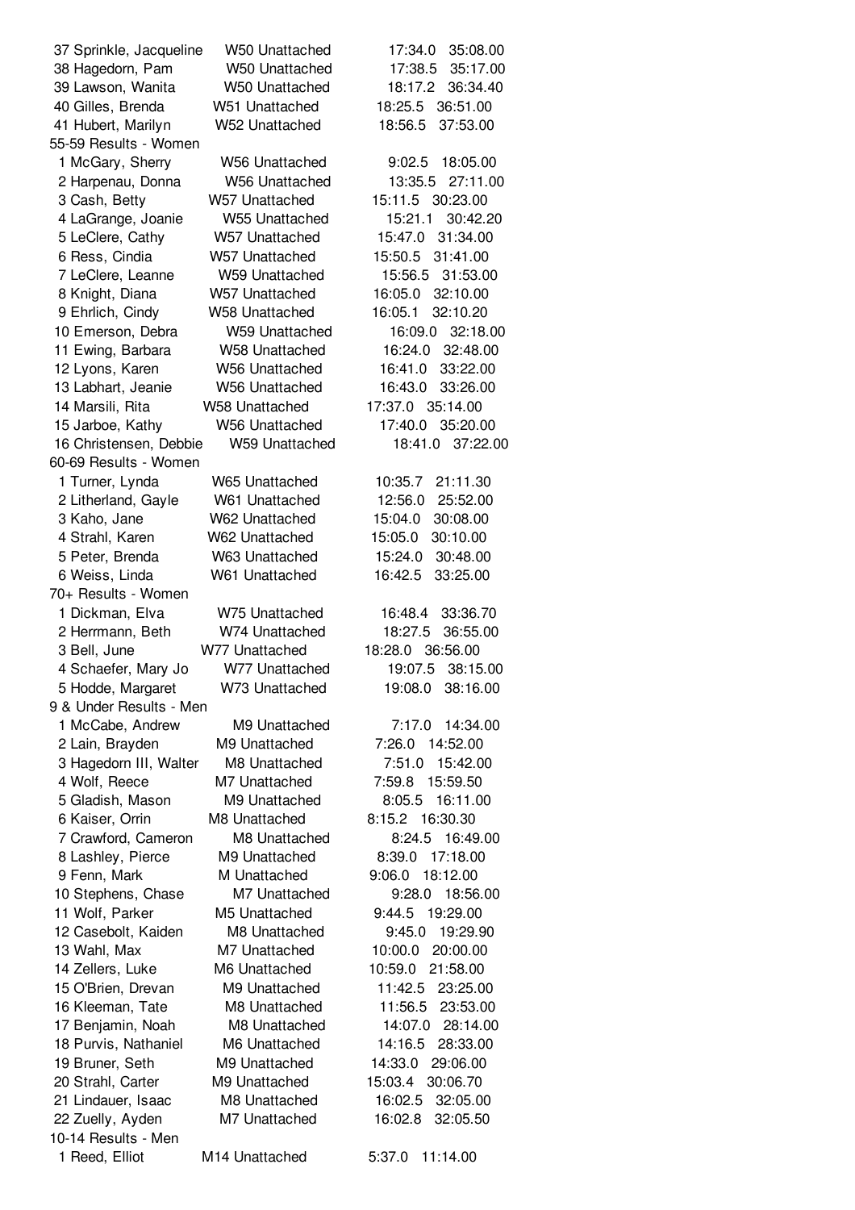| Place | Name | Div/Team | Pace | Time |
|---|---|---|---|---|
| 37 | Sprinkle, Jacqueline | W50 Unattached | 17:34.0 | 35:08.00 |
| 38 | Hagedorn, Pam | W50 Unattached | 17:38.5 | 35:17.00 |
| 39 | Lawson, Wanita | W50 Unattached | 18:17.2 | 36:34.40 |
| 40 | Gilles, Brenda | W51 Unattached | 18:25.5 | 36:51.00 |
| 41 | Hubert, Marilyn | W52 Unattached | 18:56.5 | 37:53.00 |

55-59 Results - Women

| Place | Name | Div/Team | Pace | Time |
|---|---|---|---|---|
| 1 | McGary, Sherry | W56 Unattached | 9:02.5 | 18:05.00 |
| 2 | Harpenau, Donna | W56 Unattached | 13:35.5 | 27:11.00 |
| 3 | Cash, Betty | W57 Unattached | 15:11.5 | 30:23.00 |
| 4 | LaGrange, Joanie | W55 Unattached | 15:21.1 | 30:42.20 |
| 5 | LeClere, Cathy | W57 Unattached | 15:47.0 | 31:34.00 |
| 6 | Ress, Cindia | W57 Unattached | 15:50.5 | 31:41.00 |
| 7 | LeClere, Leanne | W59 Unattached | 15:56.5 | 31:53.00 |
| 8 | Knight, Diana | W57 Unattached | 16:05.0 | 32:10.00 |
| 9 | Ehrlich, Cindy | W58 Unattached | 16:05.1 | 32:10.20 |
| 10 | Emerson, Debra | W59 Unattached | 16:09.0 | 32:18.00 |
| 11 | Ewing, Barbara | W58 Unattached | 16:24.0 | 32:48.00 |
| 12 | Lyons, Karen | W56 Unattached | 16:41.0 | 33:22.00 |
| 13 | Labhart, Jeanie | W56 Unattached | 16:43.0 | 33:26.00 |
| 14 | Marsili, Rita | W58 Unattached | 17:37.0 | 35:14.00 |
| 15 | Jarboe, Kathy | W56 Unattached | 17:40.0 | 35:20.00 |
| 16 | Christensen, Debbie | W59 Unattached | 18:41.0 | 37:22.00 |

60-69 Results - Women

| Place | Name | Div/Team | Pace | Time |
|---|---|---|---|---|
| 1 | Turner, Lynda | W65 Unattached | 10:35.7 | 21:11.30 |
| 2 | Litherland, Gayle | W61 Unattached | 12:56.0 | 25:52.00 |
| 3 | Kaho, Jane | W62 Unattached | 15:04.0 | 30:08.00 |
| 4 | Strahl, Karen | W62 Unattached | 15:05.0 | 30:10.00 |
| 5 | Peter, Brenda | W63 Unattached | 15:24.0 | 30:48.00 |
| 6 | Weiss, Linda | W61 Unattached | 16:42.5 | 33:25.00 |

70+ Results - Women

| Place | Name | Div/Team | Pace | Time |
|---|---|---|---|---|
| 1 | Dickman, Elva | W75 Unattached | 16:48.4 | 33:36.70 |
| 2 | Herrmann, Beth | W74 Unattached | 18:27.5 | 36:55.00 |
| 3 | Bell, June | W77 Unattached | 18:28.0 | 36:56.00 |
| 4 | Schaefer, Mary Jo | W77 Unattached | 19:07.5 | 38:15.00 |
| 5 | Hodde, Margaret | W73 Unattached | 19:08.0 | 38:16.00 |

9 & Under Results - Men

| Place | Name | Div/Team | Pace | Time |
|---|---|---|---|---|
| 1 | McCabe, Andrew | M9 Unattached | 7:17.0 | 14:34.00 |
| 2 | Lain, Brayden | M9 Unattached | 7:26.0 | 14:52.00 |
| 3 | Hagedorn III, Walter | M8 Unattached | 7:51.0 | 15:42.00 |
| 4 | Wolf, Reece | M7 Unattached | 7:59.8 | 15:59.50 |
| 5 | Gladish, Mason | M9 Unattached | 8:05.5 | 16:11.00 |
| 6 | Kaiser, Orrin | M8 Unattached | 8:15.2 | 16:30.30 |
| 7 | Crawford, Cameron | M8 Unattached | 8:24.5 | 16:49.00 |
| 8 | Lashley, Pierce | M9 Unattached | 8:39.0 | 17:18.00 |
| 9 | Fenn, Mark | M Unattached | 9:06.0 | 18:12.00 |
| 10 | Stephens, Chase | M7 Unattached | 9:28.0 | 18:56.00 |
| 11 | Wolf, Parker | M5 Unattached | 9:44.5 | 19:29.00 |
| 12 | Casebolt, Kaiden | M8 Unattached | 9:45.0 | 19:29.90 |
| 13 | Wahl, Max | M7 Unattached | 10:00.0 | 20:00.00 |
| 14 | Zellers, Luke | M6 Unattached | 10:59.0 | 21:58.00 |
| 15 | O'Brien, Drevan | M9 Unattached | 11:42.5 | 23:25.00 |
| 16 | Kleeman, Tate | M8 Unattached | 11:56.5 | 23:53.00 |
| 17 | Benjamin, Noah | M8 Unattached | 14:07.0 | 28:14.00 |
| 18 | Purvis, Nathaniel | M6 Unattached | 14:16.5 | 28:33.00 |
| 19 | Bruner, Seth | M9 Unattached | 14:33.0 | 29:06.00 |
| 20 | Strahl, Carter | M9 Unattached | 15:03.4 | 30:06.70 |
| 21 | Lindauer, Isaac | M8 Unattached | 16:02.5 | 32:05.00 |
| 22 | Zuelly, Ayden | M7 Unattached | 16:02.8 | 32:05.50 |

10-14 Results - Men

| Place | Name | Div/Team | Pace | Time |
|---|---|---|---|---|
| 1 | Reed, Elliot | M14 Unattached | 5:37.0 | 11:14.00 |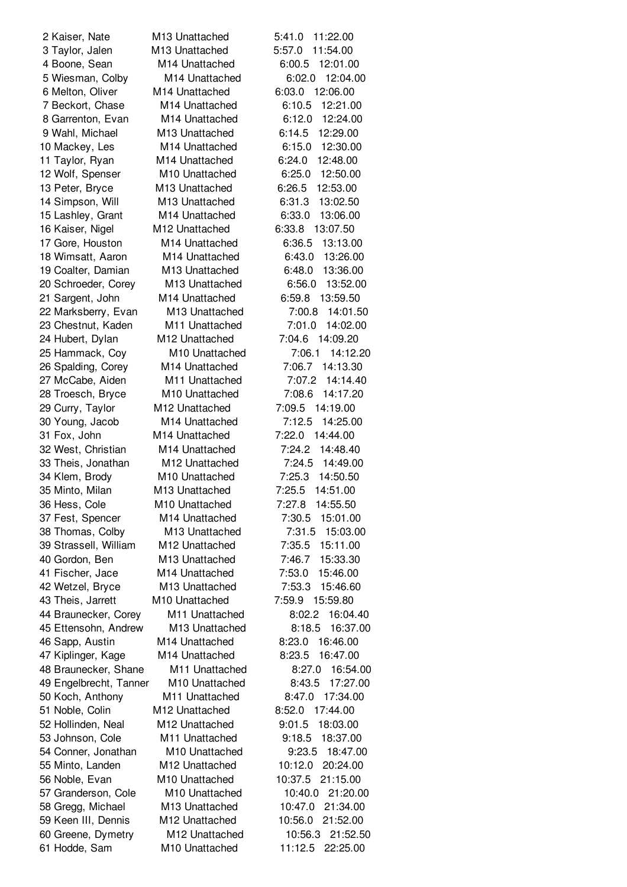| | | | | |
|---|---|---|---|---|
| 2 | Kaiser, Nate | M13 Unattached | 5:41.0 | 11:22.00 |
| 3 | Taylor, Jalen | M13 Unattached | 5:57.0 | 11:54.00 |
| 4 | Boone, Sean | M14 Unattached | 6:00.5 | 12:01.00 |
| 5 | Wiesman, Colby | M14 Unattached | 6:02.0 | 12:04.00 |
| 6 | Melton, Oliver | M14 Unattached | 6:03.0 | 12:06.00 |
| 7 | Beckort, Chase | M14 Unattached | 6:10.5 | 12:21.00 |
| 8 | Garrenton, Evan | M14 Unattached | 6:12.0 | 12:24.00 |
| 9 | Wahl, Michael | M13 Unattached | 6:14.5 | 12:29.00 |
| 10 | Mackey, Les | M14 Unattached | 6:15.0 | 12:30.00 |
| 11 | Taylor, Ryan | M14 Unattached | 6:24.0 | 12:48.00 |
| 12 | Wolf, Spenser | M10 Unattached | 6:25.0 | 12:50.00 |
| 13 | Peter, Bryce | M13 Unattached | 6:26.5 | 12:53.00 |
| 14 | Simpson, Will | M13 Unattached | 6:31.3 | 13:02.50 |
| 15 | Lashley, Grant | M14 Unattached | 6:33.0 | 13:06.00 |
| 16 | Kaiser, Nigel | M12 Unattached | 6:33.8 | 13:07.50 |
| 17 | Gore, Houston | M14 Unattached | 6:36.5 | 13:13.00 |
| 18 | Wimsatt, Aaron | M14 Unattached | 6:43.0 | 13:26.00 |
| 19 | Coalter, Damian | M13 Unattached | 6:48.0 | 13:36.00 |
| 20 | Schroeder, Corey | M13 Unattached | 6:56.0 | 13:52.00 |
| 21 | Sargent, John | M14 Unattached | 6:59.8 | 13:59.50 |
| 22 | Marksberry, Evan | M13 Unattached | 7:00.8 | 14:01.50 |
| 23 | Chestnut, Kaden | M11 Unattached | 7:01.0 | 14:02.00 |
| 24 | Hubert, Dylan | M12 Unattached | 7:04.6 | 14:09.20 |
| 25 | Hammack, Coy | M10 Unattached | 7:06.1 | 14:12.20 |
| 26 | Spalding, Corey | M14 Unattached | 7:06.7 | 14:13.30 |
| 27 | McCabe, Aiden | M11 Unattached | 7:07.2 | 14:14.40 |
| 28 | Troesch, Bryce | M10 Unattached | 7:08.6 | 14:17.20 |
| 29 | Curry, Taylor | M12 Unattached | 7:09.5 | 14:19.00 |
| 30 | Young, Jacob | M14 Unattached | 7:12.5 | 14:25.00 |
| 31 | Fox, John | M14 Unattached | 7:22.0 | 14:44.00 |
| 32 | West, Christian | M14 Unattached | 7:24.2 | 14:48.40 |
| 33 | Theis, Jonathan | M12 Unattached | 7:24.5 | 14:49.00 |
| 34 | Klem, Brody | M10 Unattached | 7:25.3 | 14:50.50 |
| 35 | Minto, Milan | M13 Unattached | 7:25.5 | 14:51.00 |
| 36 | Hess, Cole | M10 Unattached | 7:27.8 | 14:55.50 |
| 37 | Fest, Spencer | M14 Unattached | 7:30.5 | 15:01.00 |
| 38 | Thomas, Colby | M13 Unattached | 7:31.5 | 15:03.00 |
| 39 | Strassell, William | M12 Unattached | 7:35.5 | 15:11.00 |
| 40 | Gordon, Ben | M13 Unattached | 7:46.7 | 15:33.30 |
| 41 | Fischer, Jace | M14 Unattached | 7:53.0 | 15:46.00 |
| 42 | Wetzel, Bryce | M13 Unattached | 7:53.3 | 15:46.60 |
| 43 | Theis, Jarrett | M10 Unattached | 7:59.9 | 15:59.80 |
| 44 | Braunecker, Corey | M11 Unattached | 8:02.2 | 16:04.40 |
| 45 | Ettensohn, Andrew | M13 Unattached | 8:18.5 | 16:37.00 |
| 46 | Sapp, Austin | M14 Unattached | 8:23.0 | 16:46.00 |
| 47 | Kiplinger, Kage | M14 Unattached | 8:23.5 | 16:47.00 |
| 48 | Braunecker, Shane | M11 Unattached | 8:27.0 | 16:54.00 |
| 49 | Engelbrecht, Tanner | M10 Unattached | 8:43.5 | 17:27.00 |
| 50 | Koch, Anthony | M11 Unattached | 8:47.0 | 17:34.00 |
| 51 | Noble, Colin | M12 Unattached | 8:52.0 | 17:44.00 |
| 52 | Hollinden, Neal | M12 Unattached | 9:01.5 | 18:03.00 |
| 53 | Johnson, Cole | M11 Unattached | 9:18.5 | 18:37.00 |
| 54 | Conner, Jonathan | M10 Unattached | 9:23.5 | 18:47.00 |
| 55 | Minto, Landen | M12 Unattached | 10:12.0 | 20:24.00 |
| 56 | Noble, Evan | M10 Unattached | 10:37.5 | 21:15.00 |
| 57 | Granderson, Cole | M10 Unattached | 10:40.0 | 21:20.00 |
| 58 | Gregg, Michael | M13 Unattached | 10:47.0 | 21:34.00 |
| 59 | Keen III, Dennis | M12 Unattached | 10:56.0 | 21:52.00 |
| 60 | Greene, Dymetry | M12 Unattached | 10:56.3 | 21:52.50 |
| 61 | Hodde, Sam | M10 Unattached | 11:12.5 | 22:25.00 |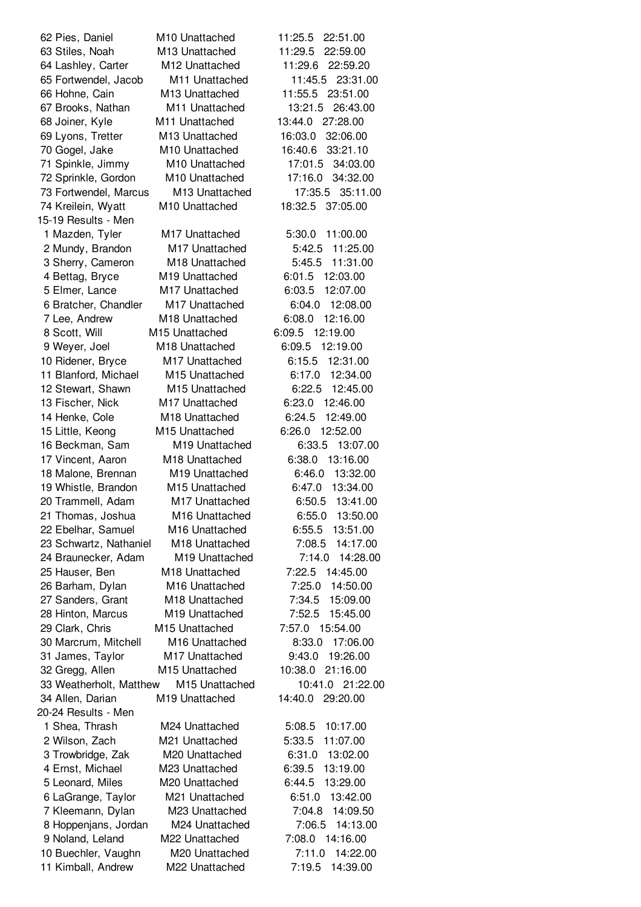| Place | Name | Age/Team | Pace | Time |
|---|---|---|---|---|
| 62 | Pies, Daniel | M10 Unattached | 11:25.5 | 22:51.00 |
| 63 | Stiles, Noah | M13 Unattached | 11:29.5 | 22:59.00 |
| 64 | Lashley, Carter | M12 Unattached | 11:29.6 | 22:59.20 |
| 65 | Fortwendel, Jacob | M11 Unattached | 11:45.5 | 23:31.00 |
| 66 | Hohne, Cain | M13 Unattached | 11:55.5 | 23:51.00 |
| 67 | Brooks, Nathan | M11 Unattached | 13:21.5 | 26:43.00 |
| 68 | Joiner, Kyle | M11 Unattached | 13:44.0 | 27:28.00 |
| 69 | Lyons, Tretter | M13 Unattached | 16:03.0 | 32:06.00 |
| 70 | Gogel, Jake | M10 Unattached | 16:40.6 | 33:21.10 |
| 71 | Spinkle, Jimmy | M10 Unattached | 17:01.5 | 34:03.00 |
| 72 | Sprinkle, Gordon | M10 Unattached | 17:16.0 | 34:32.00 |
| 73 | Fortwendel, Marcus | M13 Unattached | 17:35.5 | 35:11.00 |
| 74 | Kreilein, Wyatt | M10 Unattached | 18:32.5 | 37:05.00 |

15-19 Results - Men

| Place | Name | Age/Team | Pace | Time |
|---|---|---|---|---|
| 1 | Mazden, Tyler | M17 Unattached | 5:30.0 | 11:00.00 |
| 2 | Mundy, Brandon | M17 Unattached | 5:42.5 | 11:25.00 |
| 3 | Sherry, Cameron | M18 Unattached | 5:45.5 | 11:31.00 |
| 4 | Bettag, Bryce | M19 Unattached | 6:01.5 | 12:03.00 |
| 5 | Elmer, Lance | M17 Unattached | 6:03.5 | 12:07.00 |
| 6 | Bratcher, Chandler | M17 Unattached | 6:04.0 | 12:08.00 |
| 7 | Lee, Andrew | M18 Unattached | 6:08.0 | 12:16.00 |
| 8 | Scott, Will | M15 Unattached | 6:09.5 | 12:19.00 |
| 9 | Weyer, Joel | M18 Unattached | 6:09.5 | 12:19.00 |
| 10 | Ridener, Bryce | M17 Unattached | 6:15.5 | 12:31.00 |
| 11 | Blanford, Michael | M15 Unattached | 6:17.0 | 12:34.00 |
| 12 | Stewart, Shawn | M15 Unattached | 6:22.5 | 12:45.00 |
| 13 | Fischer, Nick | M17 Unattached | 6:23.0 | 12:46.00 |
| 14 | Henke, Cole | M18 Unattached | 6:24.5 | 12:49.00 |
| 15 | Little, Keong | M15 Unattached | 6:26.0 | 12:52.00 |
| 16 | Beckman, Sam | M19 Unattached | 6:33.5 | 13:07.00 |
| 17 | Vincent, Aaron | M18 Unattached | 6:38.0 | 13:16.00 |
| 18 | Malone, Brennan | M19 Unattached | 6:46.0 | 13:32.00 |
| 19 | Whistle, Brandon | M15 Unattached | 6:47.0 | 13:34.00 |
| 20 | Trammell, Adam | M17 Unattached | 6:50.5 | 13:41.00 |
| 21 | Thomas, Joshua | M16 Unattached | 6:55.0 | 13:50.00 |
| 22 | Ebelhar, Samuel | M16 Unattached | 6:55.5 | 13:51.00 |
| 23 | Schwartz, Nathaniel | M18 Unattached | 7:08.5 | 14:17.00 |
| 24 | Braunecker, Adam | M19 Unattached | 7:14.0 | 14:28.00 |
| 25 | Hauser, Ben | M18 Unattached | 7:22.5 | 14:45.00 |
| 26 | Barham, Dylan | M16 Unattached | 7:25.0 | 14:50.00 |
| 27 | Sanders, Grant | M18 Unattached | 7:34.5 | 15:09.00 |
| 28 | Hinton, Marcus | M19 Unattached | 7:52.5 | 15:45.00 |
| 29 | Clark, Chris | M15 Unattached | 7:57.0 | 15:54.00 |
| 30 | Marcrum, Mitchell | M16 Unattached | 8:33.0 | 17:06.00 |
| 31 | James, Taylor | M17 Unattached | 9:43.0 | 19:26.00 |
| 32 | Gregg, Allen | M15 Unattached | 10:38.0 | 21:16.00 |
| 33 | Weatherholt, Matthew | M15 Unattached | 10:41.0 | 21:22.00 |
| 34 | Allen, Darian | M19 Unattached | 14:40.0 | 29:20.00 |

20-24 Results - Men

| Place | Name | Age/Team | Pace | Time |
|---|---|---|---|---|
| 1 | Shea, Thrash | M24 Unattached | 5:08.5 | 10:17.00 |
| 2 | Wilson, Zach | M21 Unattached | 5:33.5 | 11:07.00 |
| 3 | Trowbridge, Zak | M20 Unattached | 6:31.0 | 13:02.00 |
| 4 | Ernst, Michael | M23 Unattached | 6:39.5 | 13:19.00 |
| 5 | Leonard, Miles | M20 Unattached | 6:44.5 | 13:29.00 |
| 6 | LaGrange, Taylor | M21 Unattached | 6:51.0 | 13:42.00 |
| 7 | Kleemann, Dylan | M23 Unattached | 7:04.8 | 14:09.50 |
| 8 | Hoppenjans, Jordan | M24 Unattached | 7:06.5 | 14:13.00 |
| 9 | Noland, Leland | M22 Unattached | 7:08.0 | 14:16.00 |
| 10 | Buechler, Vaughn | M20 Unattached | 7:11.0 | 14:22.00 |
| 11 | Kimball, Andrew | M22 Unattached | 7:19.5 | 14:39.00 |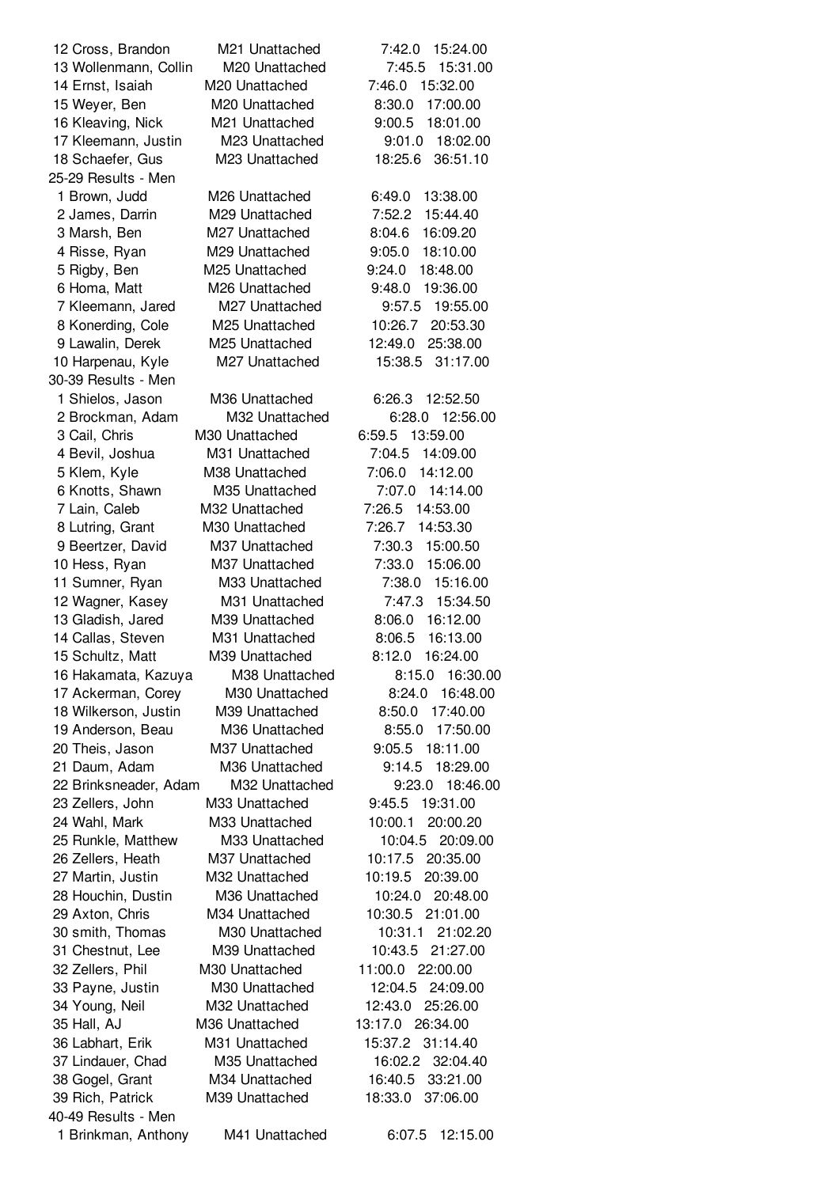12 Cross, Brandon M21 Unattached 7:42.0 15:24.00
13 Wollenmann, Collin M20 Unattached 7:45.5 15:31.00
14 Ernst, Isaiah M20 Unattached 7:46.0 15:32.00
15 Weyer, Ben M20 Unattached 8:30.0 17:00.00
16 Kleaving, Nick M21 Unattached 9:00.5 18:01.00
17 Kleemann, Justin M23 Unattached 9:01.0 18:02.00
18 Schaefer, Gus M23 Unattached 18:25.6 36:51.10

25-29 Results - Men

1 Brown, Judd M26 Unattached 6:49.0 13:38.00
2 James, Darrin M29 Unattached 7:52.2 15:44.40
3 Marsh, Ben M27 Unattached 8:04.6 16:09.20
4 Risse, Ryan M29 Unattached 9:05.0 18:10.00
5 Rigby, Ben M25 Unattached 9:24.0 18:48.00
6 Homa, Matt M26 Unattached 9:48.0 19:36.00
7 Kleemann, Jared M27 Unattached 9:57.5 19:55.00
8 Konerding, Cole M25 Unattached 10:26.7 20:53.30
9 Lawalin, Derek M25 Unattached 12:49.0 25:38.00
10 Harpenau, Kyle M27 Unattached 15:38.5 31:17.00

30-39 Results - Men

1 Shielos, Jason M36 Unattached 6:26.3 12:52.50
2 Brockman, Adam M32 Unattached 6:28.0 12:56.00
3 Cail, Chris M30 Unattached 6:59.5 13:59.00
4 Bevil, Joshua M31 Unattached 7:04.5 14:09.00
5 Klem, Kyle M38 Unattached 7:06.0 14:12.00
6 Knotts, Shawn M35 Unattached 7:07.0 14:14.00
7 Lain, Caleb M32 Unattached 7:26.5 14:53.00
8 Lutring, Grant M30 Unattached 7:26.7 14:53.30
9 Beertzer, David M37 Unattached 7:30.3 15:00.50
10 Hess, Ryan M37 Unattached 7:33.0 15:06.00
11 Sumner, Ryan M33 Unattached 7:38.0 15:16.00
12 Wagner, Kasey M31 Unattached 7:47.3 15:34.50
13 Gladish, Jared M39 Unattached 8:06.0 16:12.00
14 Callas, Steven M31 Unattached 8:06.5 16:13.00
15 Schultz, Matt M39 Unattached 8:12.0 16:24.00
16 Hakamata, Kazuya M38 Unattached 8:15.0 16:30.00
17 Ackerman, Corey M30 Unattached 8:24.0 16:48.00
18 Wilkerson, Justin M39 Unattached 8:50.0 17:40.00
19 Anderson, Beau M36 Unattached 8:55.0 17:50.00
20 Theis, Jason M37 Unattached 9:05.5 18:11.00
21 Daum, Adam M36 Unattached 9:14.5 18:29.00
22 Brinksneader, Adam M32 Unattached 9:23.0 18:46.00
23 Zellers, John M33 Unattached 9:45.5 19:31.00
24 Wahl, Mark M33 Unattached 10:00.1 20:00.20
25 Runkle, Matthew M33 Unattached 10:04.5 20:09.00
26 Zellers, Heath M37 Unattached 10:17.5 20:35.00
27 Martin, Justin M32 Unattached 10:19.5 20:39.00
28 Houchin, Dustin M36 Unattached 10:24.0 20:48.00
29 Axton, Chris M34 Unattached 10:30.5 21:01.00
30 smith, Thomas M30 Unattached 10:31.1 21:02.20
31 Chestnut, Lee M39 Unattached 10:43.5 21:27.00
32 Zellers, Phil M30 Unattached 11:00.0 22:00.00
33 Payne, Justin M30 Unattached 12:04.5 24:09.00
34 Young, Neil M32 Unattached 12:43.0 25:26.00
35 Hall, AJ M36 Unattached 13:17.0 26:34.00
36 Labhart, Erik M31 Unattached 15:37.2 31:14.40
37 Lindauer, Chad M35 Unattached 16:02.2 32:04.40
38 Gogel, Grant M34 Unattached 16:40.5 33:21.00
39 Rich, Patrick M39 Unattached 18:33.0 37:06.00

40-49 Results - Men

1 Brinkman, Anthony M41 Unattached 6:07.5 12:15.00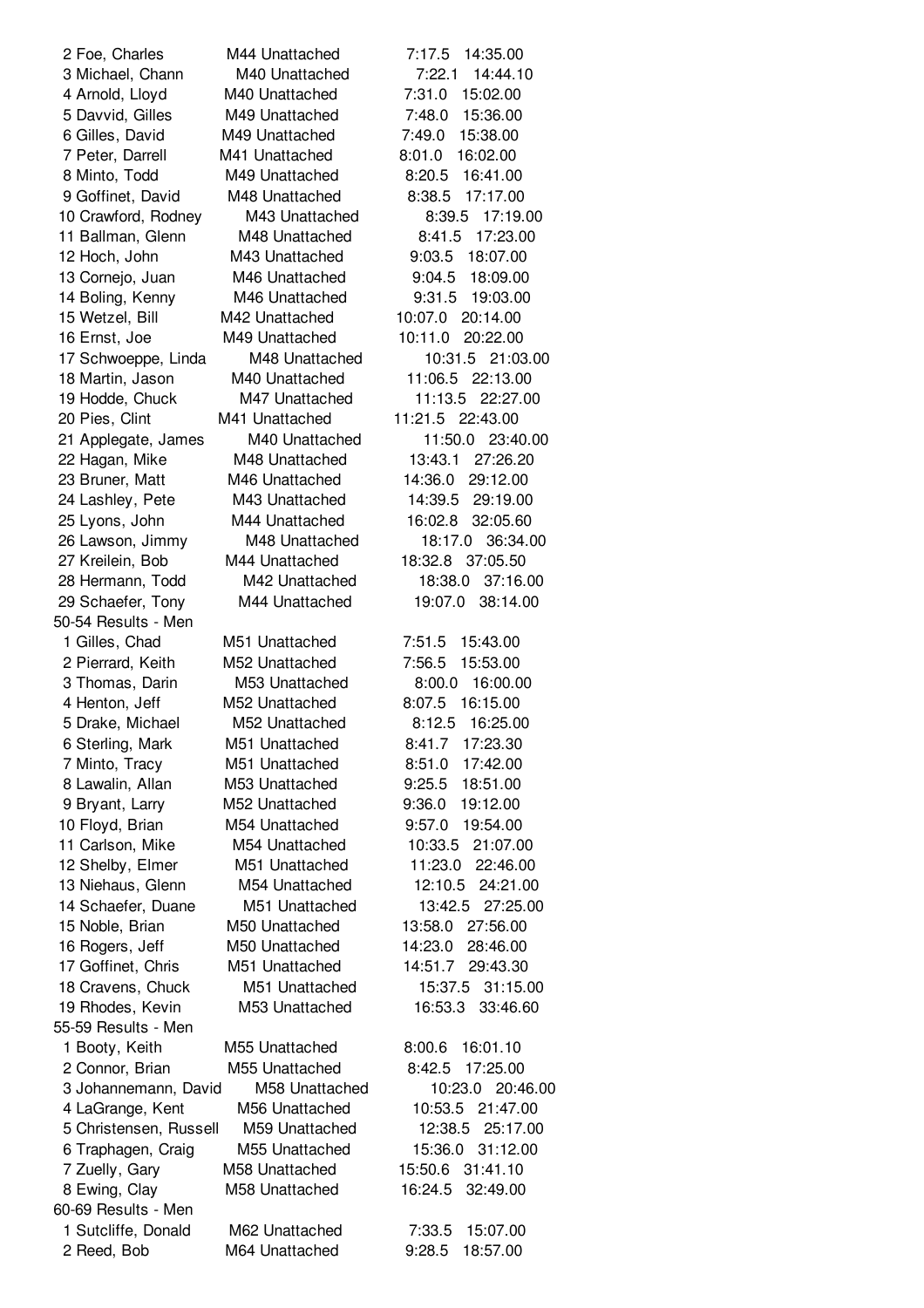| Place | Name | Age/Team | Pace | Time |
|---|---|---|---|---|
| 2 | Foe, Charles | M44 Unattached | 7:17.5 | 14:35.00 |
| 3 | Michael, Chann | M40 Unattached | 7:22.1 | 14:44.10 |
| 4 | Arnold, Lloyd | M40 Unattached | 7:31.0 | 15:02.00 |
| 5 | Davvid, Gilles | M49 Unattached | 7:48.0 | 15:36.00 |
| 6 | Gilles, David | M49 Unattached | 7:49.0 | 15:38.00 |
| 7 | Peter, Darrell | M41 Unattached | 8:01.0 | 16:02.00 |
| 8 | Minto, Todd | M49 Unattached | 8:20.5 | 16:41.00 |
| 9 | Goffinet, David | M48 Unattached | 8:38.5 | 17:17.00 |
| 10 | Crawford, Rodney | M43 Unattached | 8:39.5 | 17:19.00 |
| 11 | Ballman, Glenn | M48 Unattached | 8:41.5 | 17:23.00 |
| 12 | Hoch, John | M43 Unattached | 9:03.5 | 18:07.00 |
| 13 | Cornejo, Juan | M46 Unattached | 9:04.5 | 18:09.00 |
| 14 | Boling, Kenny | M46 Unattached | 9:31.5 | 19:03.00 |
| 15 | Wetzel, Bill | M42 Unattached | 10:07.0 | 20:14.00 |
| 16 | Ernst, Joe | M49 Unattached | 10:11.0 | 20:22.00 |
| 17 | Schwoeppe, Linda | M48 Unattached | 10:31.5 | 21:03.00 |
| 18 | Martin, Jason | M40 Unattached | 11:06.5 | 22:13.00 |
| 19 | Hodde, Chuck | M47 Unattached | 11:13.5 | 22:27.00 |
| 20 | Pies, Clint | M41 Unattached | 11:21.5 | 22:43.00 |
| 21 | Applegate, James | M40 Unattached | 11:50.0 | 23:40.00 |
| 22 | Hagan, Mike | M48 Unattached | 13:43.1 | 27:26.20 |
| 23 | Bruner, Matt | M46 Unattached | 14:36.0 | 29:12.00 |
| 24 | Lashley, Pete | M43 Unattached | 14:39.5 | 29:19.00 |
| 25 | Lyons, John | M44 Unattached | 16:02.8 | 32:05.60 |
| 26 | Lawson, Jimmy | M48 Unattached | 18:17.0 | 36:34.00 |
| 27 | Kreilein, Bob | M44 Unattached | 18:32.8 | 37:05.50 |
| 28 | Hermann, Todd | M42 Unattached | 18:38.0 | 37:16.00 |
| 29 | Schaefer, Tony | M44 Unattached | 19:07.0 | 38:14.00 |

50-54 Results - Men

| Place | Name | Age/Team | Pace | Time |
|---|---|---|---|---|
| 1 | Gilles, Chad | M51 Unattached | 7:51.5 | 15:43.00 |
| 2 | Pierrard, Keith | M52 Unattached | 7:56.5 | 15:53.00 |
| 3 | Thomas, Darin | M53 Unattached | 8:00.0 | 16:00.00 |
| 4 | Henton, Jeff | M52 Unattached | 8:07.5 | 16:15.00 |
| 5 | Drake, Michael | M52 Unattached | 8:12.5 | 16:25.00 |
| 6 | Sterling, Mark | M51 Unattached | 8:41.7 | 17:23.30 |
| 7 | Minto, Tracy | M51 Unattached | 8:51.0 | 17:42.00 |
| 8 | Lawalin, Allan | M53 Unattached | 9:25.5 | 18:51.00 |
| 9 | Bryant, Larry | M52 Unattached | 9:36.0 | 19:12.00 |
| 10 | Floyd, Brian | M54 Unattached | 9:57.0 | 19:54.00 |
| 11 | Carlson, Mike | M54 Unattached | 10:33.5 | 21:07.00 |
| 12 | Shelby, Elmer | M51 Unattached | 11:23.0 | 22:46.00 |
| 13 | Niehaus, Glenn | M54 Unattached | 12:10.5 | 24:21.00 |
| 14 | Schaefer, Duane | M51 Unattached | 13:42.5 | 27:25.00 |
| 15 | Noble, Brian | M50 Unattached | 13:58.0 | 27:56.00 |
| 16 | Rogers, Jeff | M50 Unattached | 14:23.0 | 28:46.00 |
| 17 | Goffinet, Chris | M51 Unattached | 14:51.7 | 29:43.30 |
| 18 | Cravens, Chuck | M51 Unattached | 15:37.5 | 31:15.00 |
| 19 | Rhodes, Kevin | M53 Unattached | 16:53.3 | 33:46.60 |

55-59 Results - Men

| Place | Name | Age/Team | Pace | Time |
|---|---|---|---|---|
| 1 | Booty, Keith | M55 Unattached | 8:00.6 | 16:01.10 |
| 2 | Connor, Brian | M55 Unattached | 8:42.5 | 17:25.00 |
| 3 | Johannemann, David | M58 Unattached | 10:23.0 | 20:46.00 |
| 4 | LaGrange, Kent | M56 Unattached | 10:53.5 | 21:47.00 |
| 5 | Christensen, Russell | M59 Unattached | 12:38.5 | 25:17.00 |
| 6 | Traphagen, Craig | M55 Unattached | 15:36.0 | 31:12.00 |
| 7 | Zuelly, Gary | M58 Unattached | 15:50.6 | 31:41.10 |
| 8 | Ewing, Clay | M58 Unattached | 16:24.5 | 32:49.00 |

60-69 Results - Men

| Place | Name | Age/Team | Pace | Time |
|---|---|---|---|---|
| 1 | Sutcliffe, Donald | M62 Unattached | 7:33.5 | 15:07.00 |
| 2 | Reed, Bob | M64 Unattached | 9:28.5 | 18:57.00 |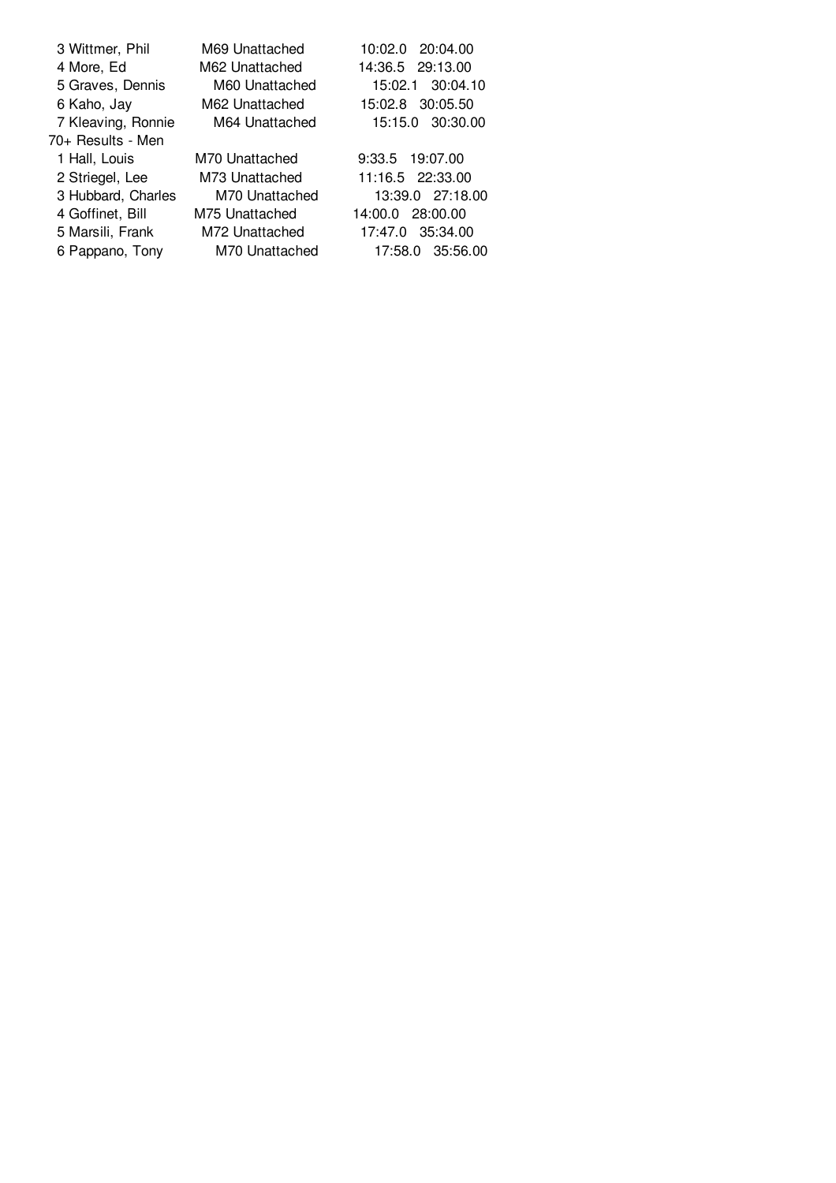| | | | |
|---|---|---|---|
| 3 Wittmer, Phil | M69 Unattached | 10:02.0 | 20:04.00 |
| 4 More, Ed | M62 Unattached | 14:36.5 | 29:13.00 |
| 5 Graves, Dennis | M60 Unattached | 15:02.1 | 30:04.10 |
| 6 Kaho, Jay | M62 Unattached | 15:02.8 | 30:05.50 |
| 7 Kleaving, Ronnie | M64 Unattached | 15:15.0 | 30:30.00 |

70+ Results - Men

| | | | |
|---|---|---|---|
| 1 Hall, Louis | M70 Unattached | 9:33.5 | 19:07.00 |
| 2 Striegel, Lee | M73 Unattached | 11:16.5 | 22:33.00 |
| 3 Hubbard, Charles | M70 Unattached | 13:39.0 | 27:18.00 |
| 4 Goffinet, Bill | M75 Unattached | 14:00.0 | 28:00.00 |
| 5 Marsili, Frank | M72 Unattached | 17:47.0 | 35:34.00 |
| 6 Pappano, Tony | M70 Unattached | 17:58.0 | 35:56.00 |